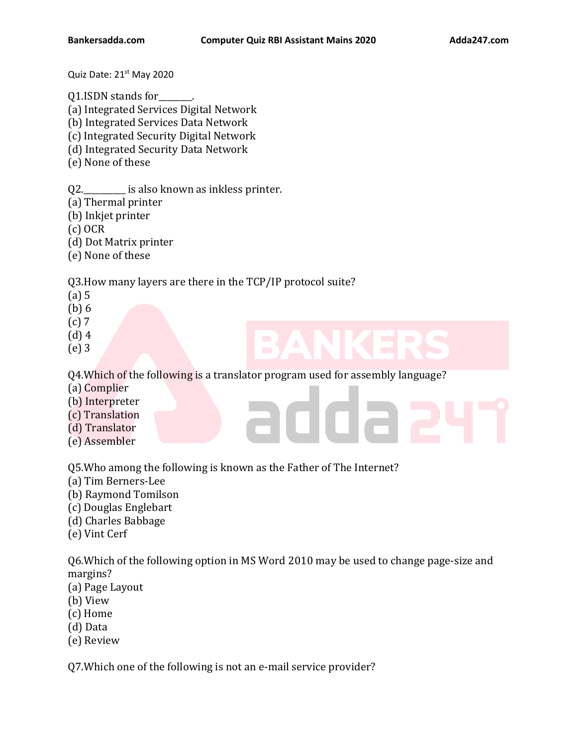Quiz Date: 21st May 2020

Q1.ISDN stands for_______.
(a) Integrated Services Digital Network
(b) Integrated Services Data Network
(c) Integrated Security Digital Network
(d) Integrated Security Data Network
(e) None of these

Q2._________ is also known as inkless printer.
(a) Thermal printer
(b) Inkjet printer
(c) OCR
(d) Dot Matrix printer
(e) None of these

Q3.How many layers are there in the TCP/IP protocol suite?
(a) 5
(b) 6
(c) 7
(d) 4
(e) 3

Q4.Which of the following is a translator program used for assembly language?
(a) Complier
(b) Interpreter
(c) Translation
(d) Translator
(e) Assembler

Q5.Who among the following is known as the Father of The Internet?
(a) Tim Berners-Lee
(b) Raymond Tomilson
(c) Douglas Englebart
(d) Charles Babbage
(e) Vint Cerf

Q6.Which of the following option in MS Word 2010 may be used to change page-size and margins?
(a) Page Layout
(b) View
(c) Home
(d) Data
(e) Review

Q7.Which one of the following is not an e-mail service provider?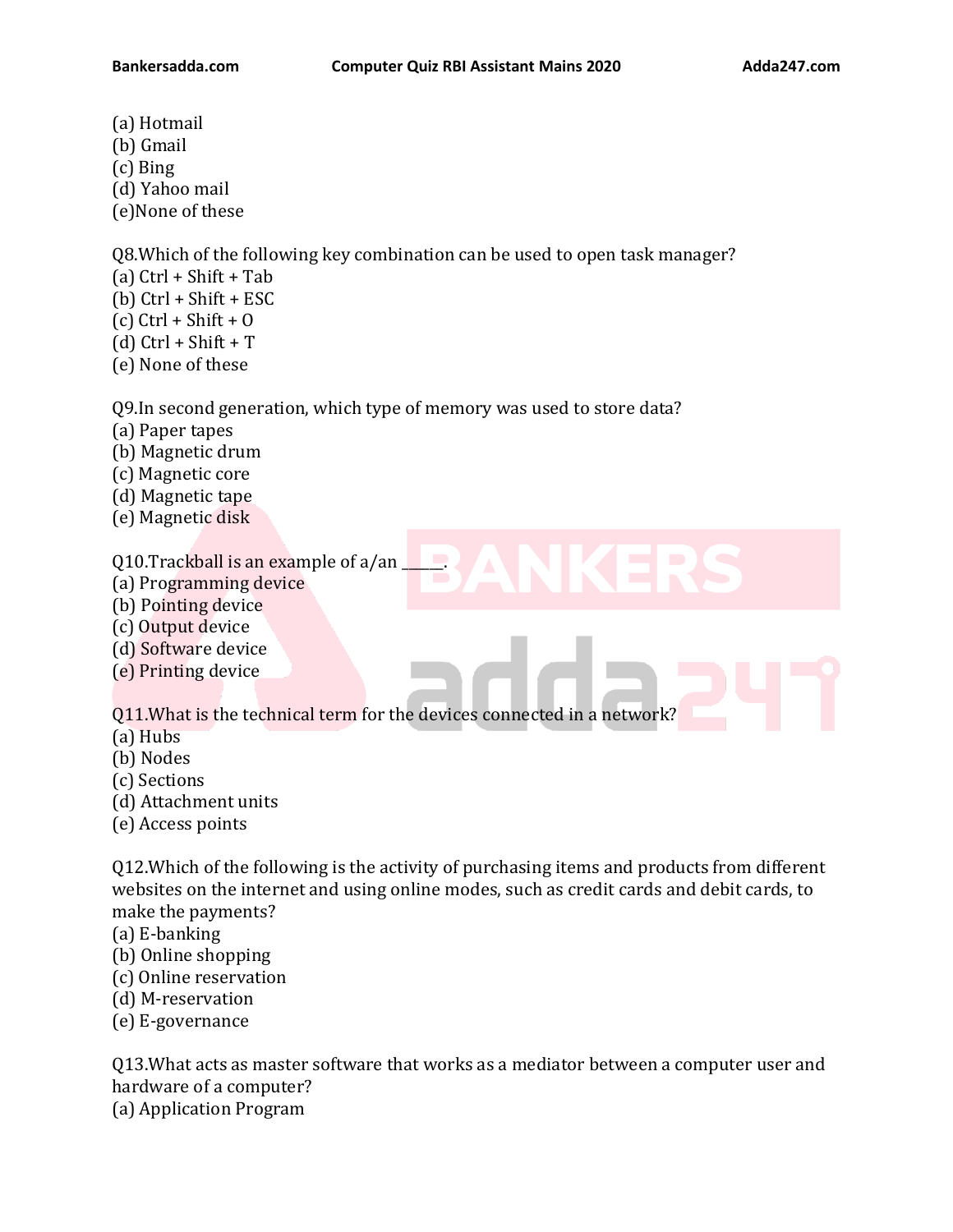(a) Hotmail
(b) Gmail
(c) Bing
(d) Yahoo mail
(e)None of these

Q8.Which of the following key combination can be used to open task manager?
(a) Ctrl + Shift + Tab
(b) Ctrl + Shift + ESC
(c) Ctrl + Shift + O
(d) Ctrl + Shift + T
(e) None of these

Q9.In second generation, which type of memory was used to store data?
(a) Paper tapes
(b) Magnetic drum
(c) Magnetic core
(d) Magnetic tape
(e) Magnetic disk

Q10.Trackball is an example of a/an _____.
(a) Programming device
(b) Pointing device
(c) Output device
(d) Software device
(e) Printing device

Q11.What is the technical term for the devices connected in a network?
(a) Hubs
(b) Nodes
(c) Sections
(d) Attachment units
(e) Access points

Q12.Which of the following is the activity of purchasing items and products from different websites on the internet and using online modes, such as credit cards and debit cards, to make the payments?
(a) E-banking
(b) Online shopping
(c) Online reservation
(d) M-reservation
(e) E-governance

Q13.What acts as master software that works as a mediator between a computer user and hardware of a computer?
(a) Application Program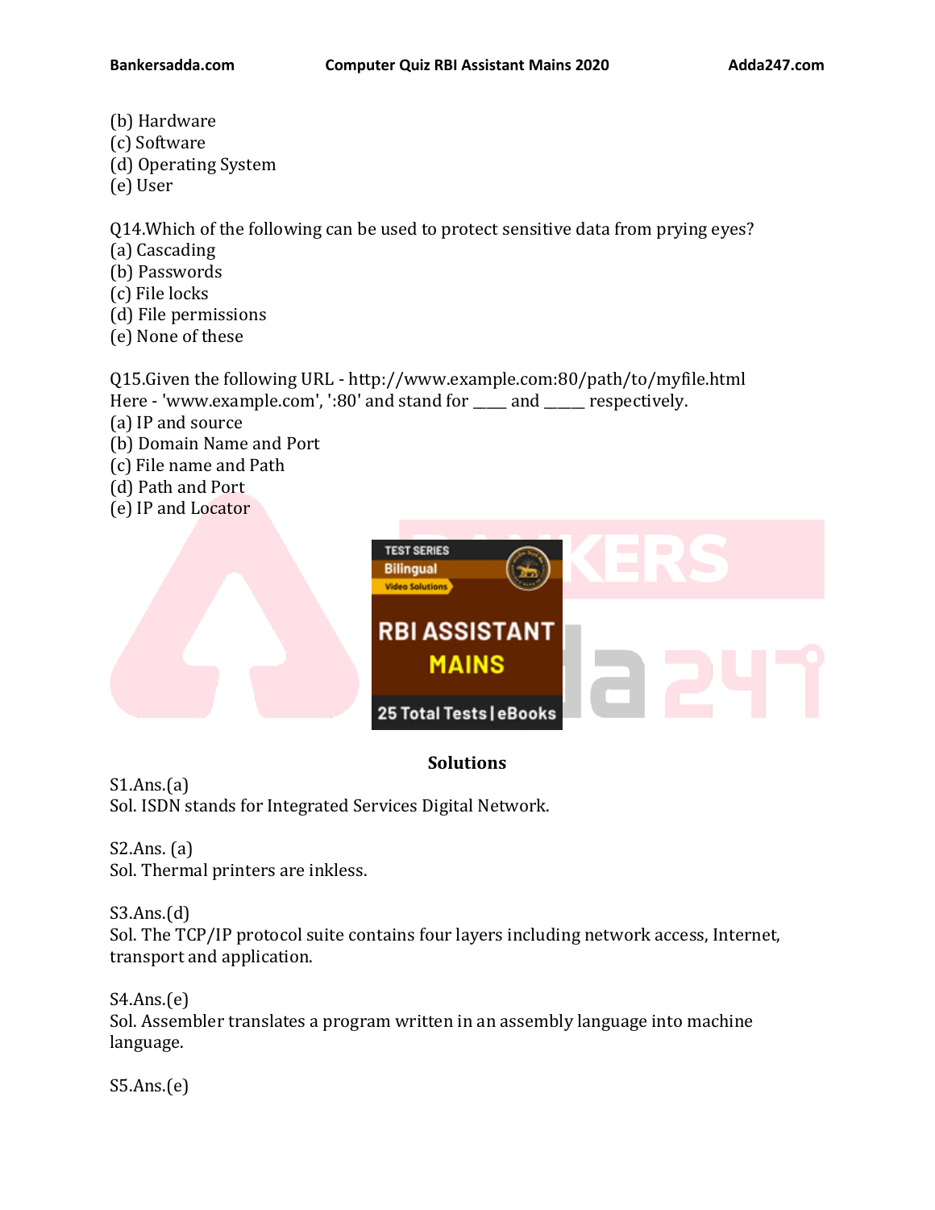(b) Hardware
(c) Software
(d) Operating System
(e) User

Q14.Which of the following can be used to protect sensitive data from prying eyes?
(a) Cascading
(b) Passwords
(c) File locks
(d) File permissions
(e) None of these

Q15.Given the following URL - http://www.example.com:80/path/to/myfile.html
Here - 'www.example.com', ':80' and stand for ____ and _____ respectively.
(a) IP and source
(b) Domain Name and Port
(c) File name and Path
(d) Path and Port
(e) IP and Locator

## Solutions

S1.Ans.(a)
Sol. ISDN stands for Integrated Services Digital Network.

S2.Ans. (a)
Sol. Thermal printers are inkless.

S3.Ans.(d)
Sol. The TCP/IP protocol suite contains four layers including network access, Internet, transport and application.

S4.Ans.(e)
Sol. Assembler translates a program written in an assembly language into machine language.

S5.Ans.(e)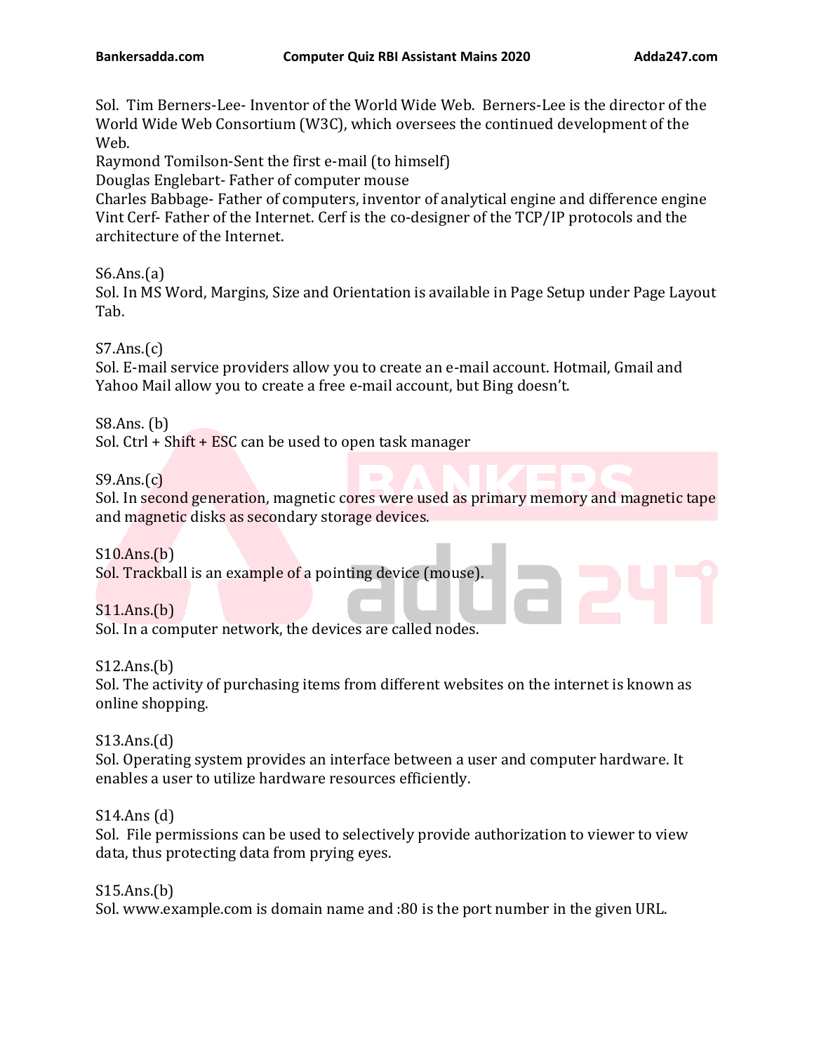Sol. Tim Berners-Lee- Inventor of the World Wide Web. Berners-Lee is the director of the World Wide Web Consortium (W3C), which oversees the continued development of the Web.
Raymond Tomilson-Sent the first e-mail (to himself)
Douglas Englebart- Father of computer mouse
Charles Babbage- Father of computers, inventor of analytical engine and difference engine
Vint Cerf- Father of the Internet. Cerf is the co-designer of the TCP/IP protocols and the architecture of the Internet.

S6.Ans.(a)
Sol. In MS Word, Margins, Size and Orientation is available in Page Setup under Page Layout Tab.

S7.Ans.(c)
Sol. E-mail service providers allow you to create an e-mail account. Hotmail, Gmail and Yahoo Mail allow you to create a free e-mail account, but Bing doesn't.

S8.Ans. (b)
Sol. Ctrl + Shift + ESC can be used to open task manager

S9.Ans.(c)
Sol. In second generation, magnetic cores were used as primary memory and magnetic tape and magnetic disks as secondary storage devices.

S10.Ans.(b)
Sol. Trackball is an example of a pointing device (mouse).

S11.Ans.(b)
Sol. In a computer network, the devices are called nodes.

S12.Ans.(b)
Sol. The activity of purchasing items from different websites on the internet is known as online shopping.

S13.Ans.(d)
Sol. Operating system provides an interface between a user and computer hardware. It enables a user to utilize hardware resources efficiently.

S14.Ans (d)
Sol. File permissions can be used to selectively provide authorization to viewer to view data, thus protecting data from prying eyes.

S15.Ans.(b)
Sol. www.example.com is domain name and :80 is the port number in the given URL.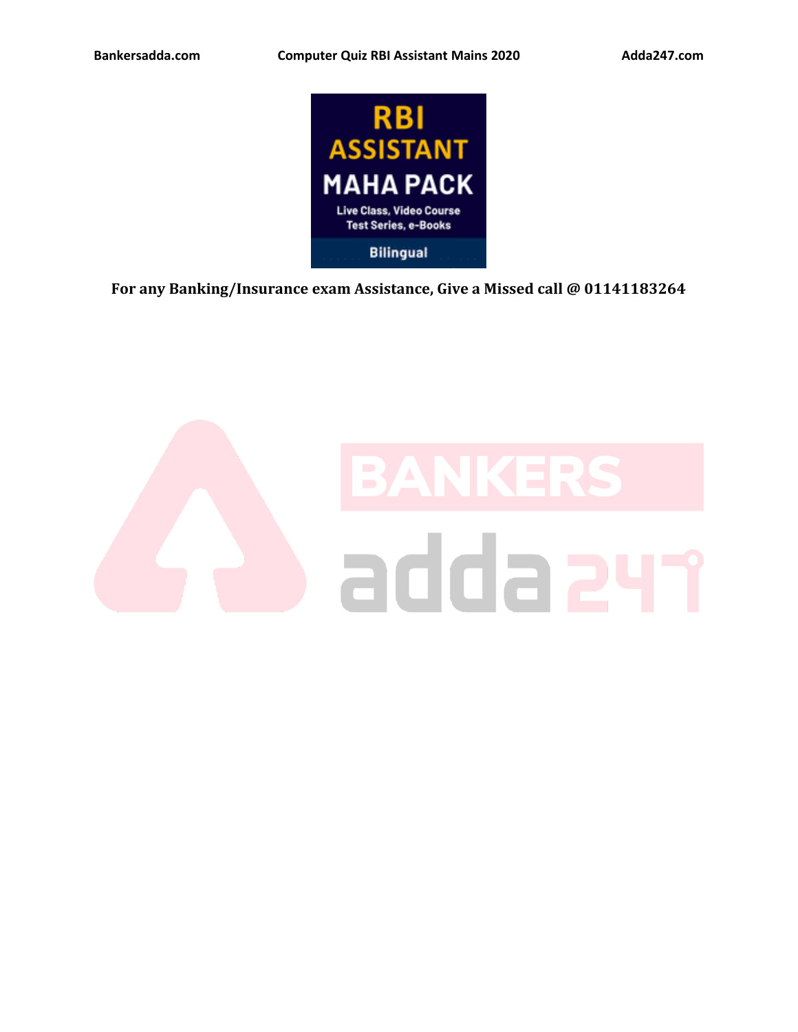RBI ASSISTANT MAHA PACK

Live Class, Video Course Test Series, e-Books

Bilingual

**For any Banking/Insurance exam Assistance, Give a Missed call @ 01141183264**